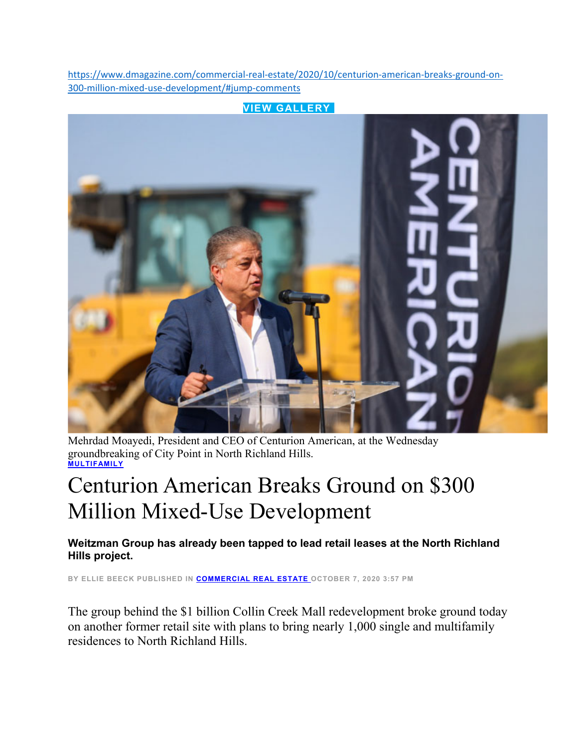https://www.dmagazine.com/commercial-real-estate/2020/10/centurion-american-breaks-ground-on-300-million-mixed-use-development/#jump-comments

VIEW GALLERY

Mehrdad Moayedi, President and CEO of Centurion American, at the Wednesday groundbreaking of City Point in North Richland Hills.

MULTIFAMILY

# Centurion American Breaks Ground on $300 Million Mixed-Use Development

**Weitzman Group has already been tapped to lead retail leases at the North Richland Hills project.**

BY ELLIE BEECK PUBLISHED IN COMMERCIAL REAL ESTATE OCTOBER 7, 2020 3:57 PM

The group behind the $1 billion Collin Creek Mall redevelopment broke ground today on another former retail site with plans to bring nearly 1,000 single and multifamily residences to North Richland Hills.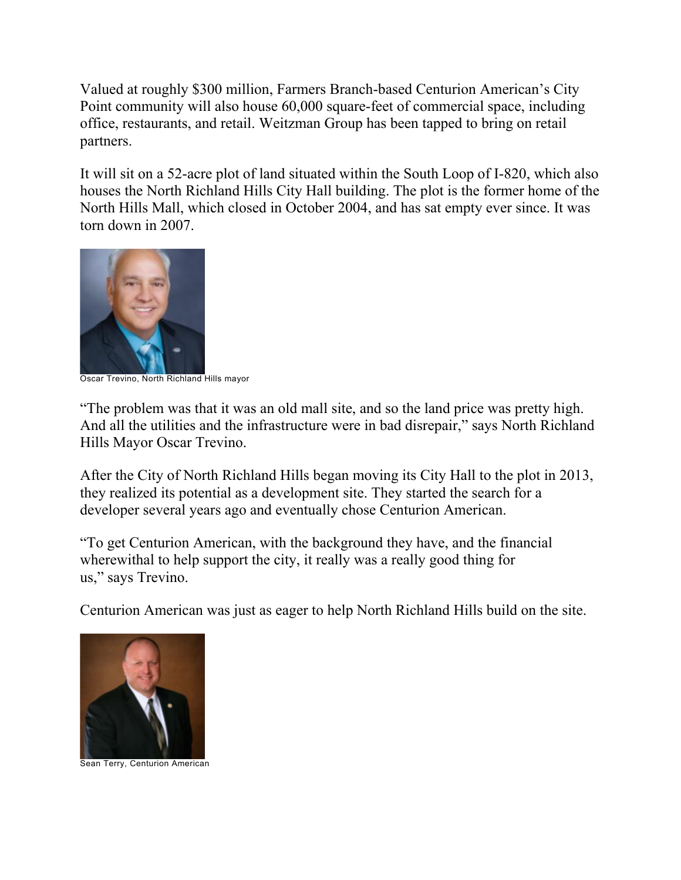Valued at roughly $300 million, Farmers Branch-based Centurion American's City Point community will also house 60,000 square-feet of commercial space, including office, restaurants, and retail. Weitzman Group has been tapped to bring on retail partners.

It will sit on a 52-acre plot of land situated within the South Loop of I-820, which also houses the North Richland Hills City Hall building. The plot is the former home of the North Hills Mall, which closed in October 2004, and has sat empty ever since. It was torn down in 2007.

Oscar Trevino, North Richland Hills mayor

"The problem was that it was an old mall site, and so the land price was pretty high. And all the utilities and the infrastructure were in bad disrepair," says North Richland Hills Mayor Oscar Trevino.

After the City of North Richland Hills began moving its City Hall to the plot in 2013, they realized its potential as a development site. They started the search for a developer several years ago and eventually chose Centurion American.

"To get Centurion American, with the background they have, and the financial wherewithal to help support the city, it really was a really good thing for us," says Trevino.

Centurion American was just as eager to help North Richland Hills build on the site.

Sean Terry, Centurion American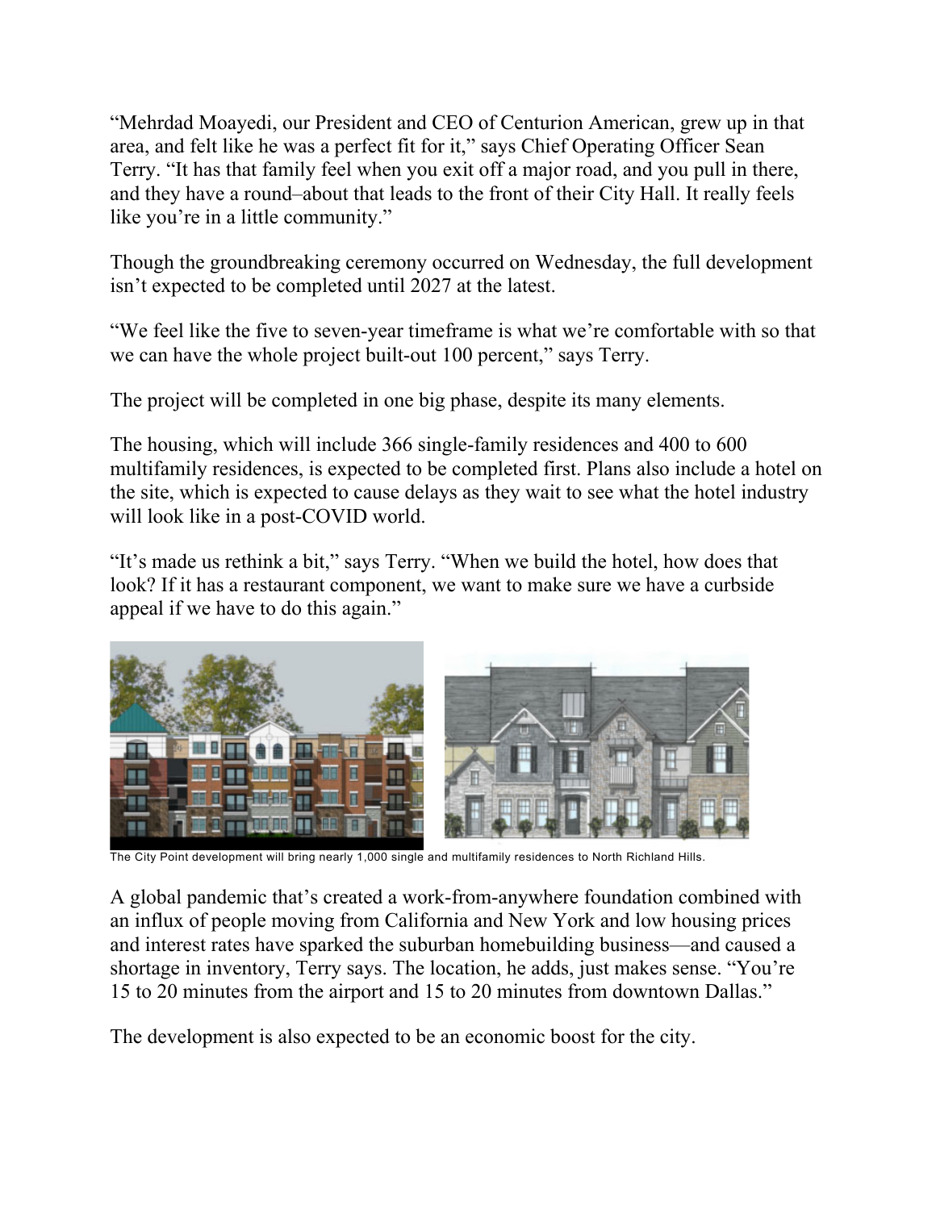"Mehrdad Moayedi, our President and CEO of Centurion American, grew up in that area, and felt like he was a perfect fit for it," says Chief Operating Officer Sean Terry. "It has that family feel when you exit off a major road, and you pull in there, and they have a round–about that leads to the front of their City Hall. It really feels like you're in a little community."

Though the groundbreaking ceremony occurred on Wednesday, the full development isn't expected to be completed until 2027 at the latest.

"We feel like the five to seven-year timeframe is what we're comfortable with so that we can have the whole project built-out 100 percent," says Terry.

The project will be completed in one big phase, despite its many elements.

The housing, which will include 366 single-family residences and 400 to 600 multifamily residences, is expected to be completed first. Plans also include a hotel on the site, which is expected to cause delays as they wait to see what the hotel industry will look like in a post-COVID world.

"It's made us rethink a bit," says Terry. "When we build the hotel, how does that look? If it has a restaurant component, we want to make sure we have a curbside appeal if we have to do this again."

The City Point development will bring nearly 1,000 single and multifamily residences to North Richland Hills.

A global pandemic that's created a work-from-anywhere foundation combined with an influx of people moving from California and New York and low housing prices and interest rates have sparked the suburban homebuilding business—and caused a shortage in inventory, Terry says. The location, he adds, just makes sense. "You're 15 to 20 minutes from the airport and 15 to 20 minutes from downtown Dallas."

The development is also expected to be an economic boost for the city.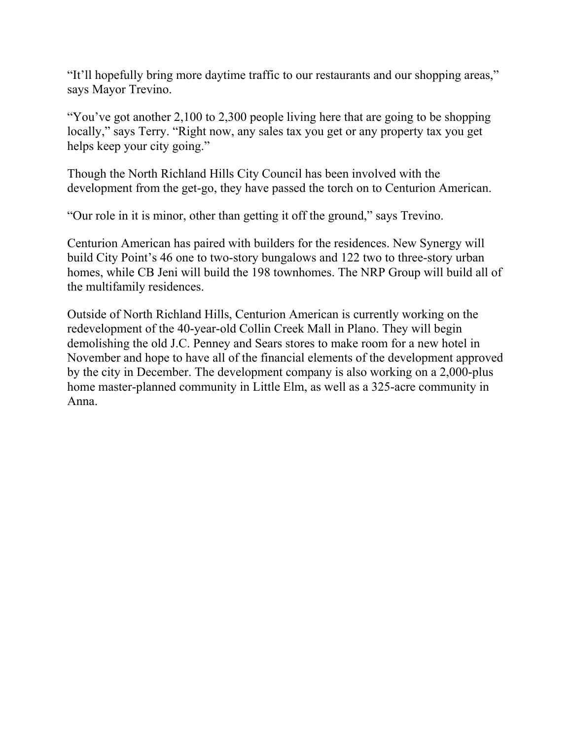"It'll hopefully bring more daytime traffic to our restaurants and our shopping areas," says Mayor Trevino.

"You've got another 2,100 to 2,300 people living here that are going to be shopping locally," says Terry. "Right now, any sales tax you get or any property tax you get helps keep your city going."

Though the North Richland Hills City Council has been involved with the development from the get-go, they have passed the torch on to Centurion American.

"Our role in it is minor, other than getting it off the ground," says Trevino.

Centurion American has paired with builders for the residences. New Synergy will build City Point's 46 one to two-story bungalows and 122 two to three-story urban homes, while CB Jeni will build the 198 townhomes. The NRP Group will build all of the multifamily residences.

Outside of North Richland Hills, Centurion American is currently working on the redevelopment of the 40-year-old Collin Creek Mall in Plano. They will begin demolishing the old J.C. Penney and Sears stores to make room for a new hotel in November and hope to have all of the financial elements of the development approved by the city in December. The development company is also working on a 2,000-plus home master-planned community in Little Elm, as well as a 325-acre community in Anna.